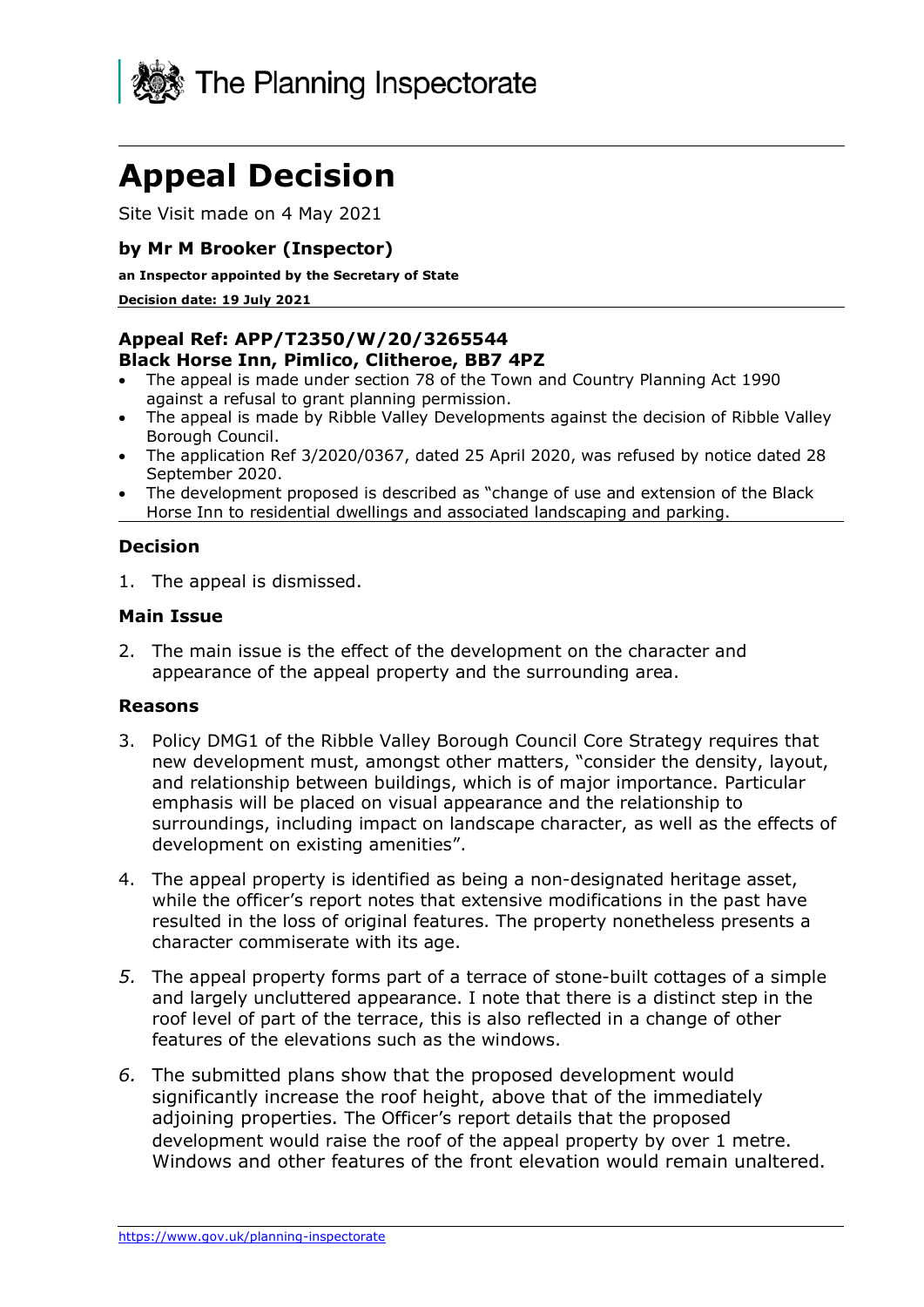The Planning Inspectorate

# Appeal Decision

Site Visit made on 4 May 2021

**by Mr M Brooker (Inspector)**

**an Inspector appointed by the Secretary of State**

**Decision date: 19 July 2021**

**Appeal Ref: APP/T2350/W/20/3265544**
**Black Horse Inn, Pimlico, Clitheroe, BB7 4PZ**

- The appeal is made under section 78 of the Town and Country Planning Act 1990 against a refusal to grant planning permission.
- The appeal is made by Ribble Valley Developments against the decision of Ribble Valley Borough Council.
- The application Ref 3/2020/0367, dated 25 April 2020, was refused by notice dated 28 September 2020.
- The development proposed is described as "change of use and extension of the Black Horse Inn to residential dwellings and associated landscaping and parking.

### Decision

1. The appeal is dismissed.

### Main Issue

2. The main issue is the effect of the development on the character and appearance of the appeal property and the surrounding area.

### Reasons

3. Policy DMG1 of the Ribble Valley Borough Council Core Strategy requires that new development must, amongst other matters, "consider the density, layout, and relationship between buildings, which is of major importance. Particular emphasis will be placed on visual appearance and the relationship to surroundings, including impact on landscape character, as well as the effects of development on existing amenities".

4. The appeal property is identified as being a non-designated heritage asset, while the officer's report notes that extensive modifications in the past have resulted in the loss of original features. The property nonetheless presents a character commiserate with its age.

5. The appeal property forms part of a terrace of stone-built cottages of a simple and largely uncluttered appearance. I note that there is a distinct step in the roof level of part of the terrace, this is also reflected in a change of other features of the elevations such as the windows.

6. The submitted plans show that the proposed development would significantly increase the roof height, above that of the immediately adjoining properties. The Officer's report details that the proposed development would raise the roof of the appeal property by over 1 metre. Windows and other features of the front elevation would remain unaltered.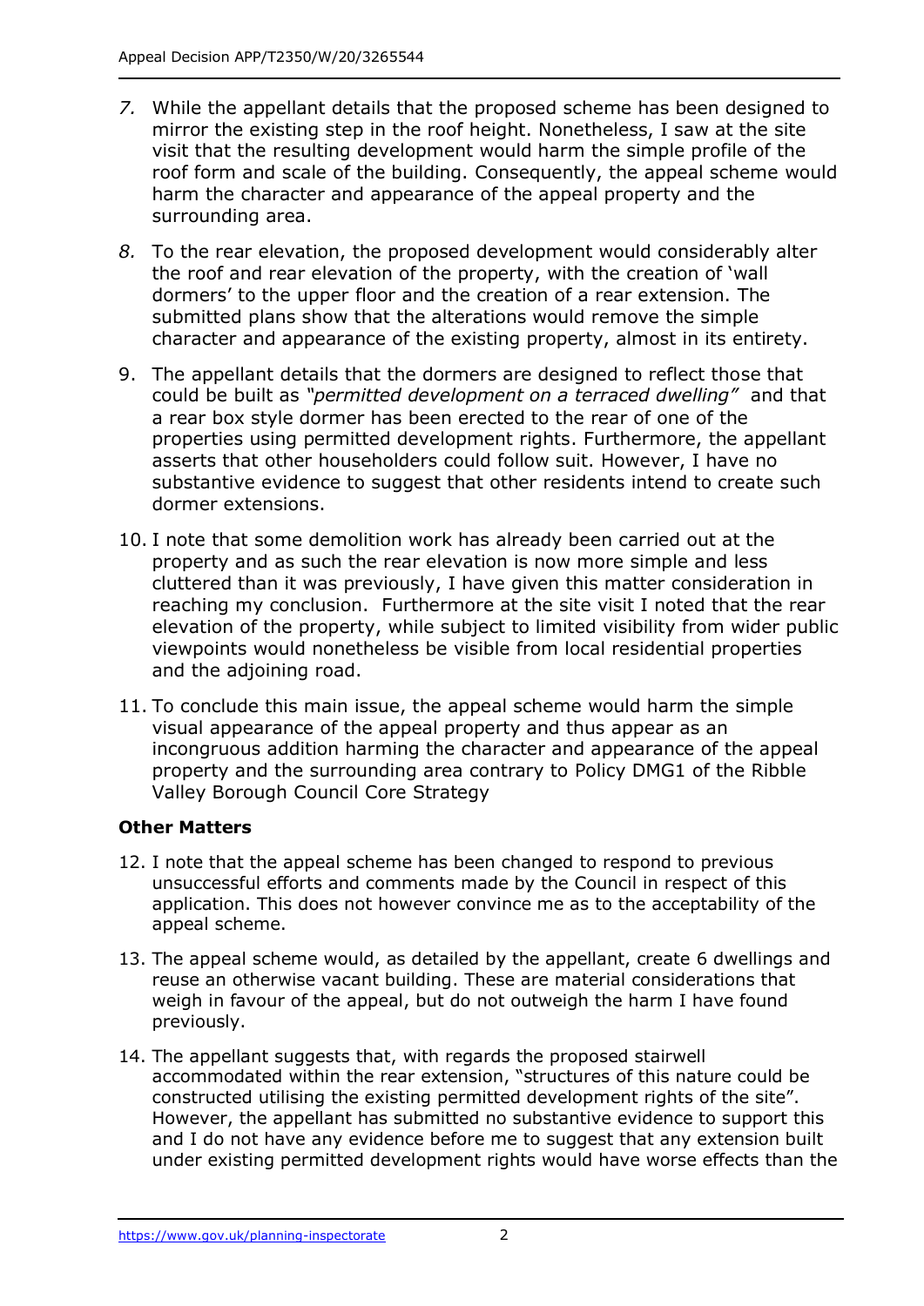7. While the appellant details that the proposed scheme has been designed to mirror the existing step in the roof height. Nonetheless, I saw at the site visit that the resulting development would harm the simple profile of the roof form and scale of the building. Consequently, the appeal scheme would harm the character and appearance of the appeal property and the surrounding area.

8. To the rear elevation, the proposed development would considerably alter the roof and rear elevation of the property, with the creation of 'wall dormers' to the upper floor and the creation of a rear extension. The submitted plans show that the alterations would remove the simple character and appearance of the existing property, almost in its entirety.

9. The appellant details that the dormers are designed to reflect those that could be built as *"permitted development on a terraced dwelling"* and that a rear box style dormer has been erected to the rear of one of the properties using permitted development rights. Furthermore, the appellant asserts that other householders could follow suit. However, I have no substantive evidence to suggest that other residents intend to create such dormer extensions.

10. I note that some demolition work has already been carried out at the property and as such the rear elevation is now more simple and less cluttered than it was previously, I have given this matter consideration in reaching my conclusion. Furthermore at the site visit I noted that the rear elevation of the property, while subject to limited visibility from wider public viewpoints would nonetheless be visible from local residential properties and the adjoining road.

11. To conclude this main issue, the appeal scheme would harm the simple visual appearance of the appeal property and thus appear as an incongruous addition harming the character and appearance of the appeal property and the surrounding area contrary to Policy DMG1 of the Ribble Valley Borough Council Core Strategy

**Other Matters**

12. I note that the appeal scheme has been changed to respond to previous unsuccessful efforts and comments made by the Council in respect of this application. This does not however convince me as to the acceptability of the appeal scheme.

13. The appeal scheme would, as detailed by the appellant, create 6 dwellings and reuse an otherwise vacant building. These are material considerations that weigh in favour of the appeal, but do not outweigh the harm I have found previously.

14. The appellant suggests that, with regards the proposed stairwell accommodated within the rear extension, "structures of this nature could be constructed utilising the existing permitted development rights of the site". However, the appellant has submitted no substantive evidence to support this and I do not have any evidence before me to suggest that any extension built under existing permitted development rights would have worse effects than the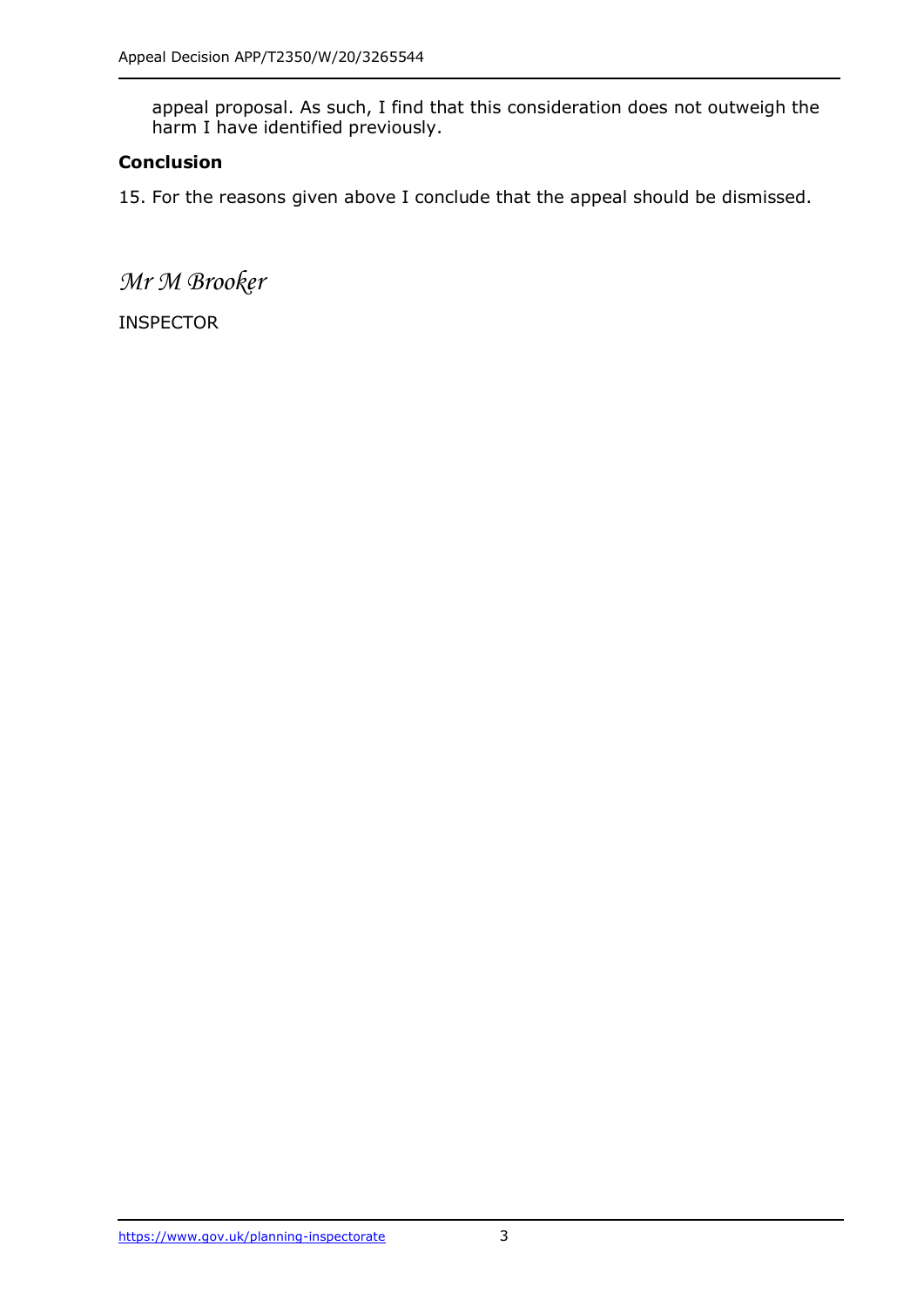appeal proposal. As such, I find that this consideration does not outweigh the harm I have identified previously.

**Conclusion**

15. For the reasons given above I conclude that the appeal should be dismissed.

*Mr M Brooker*

INSPECTOR